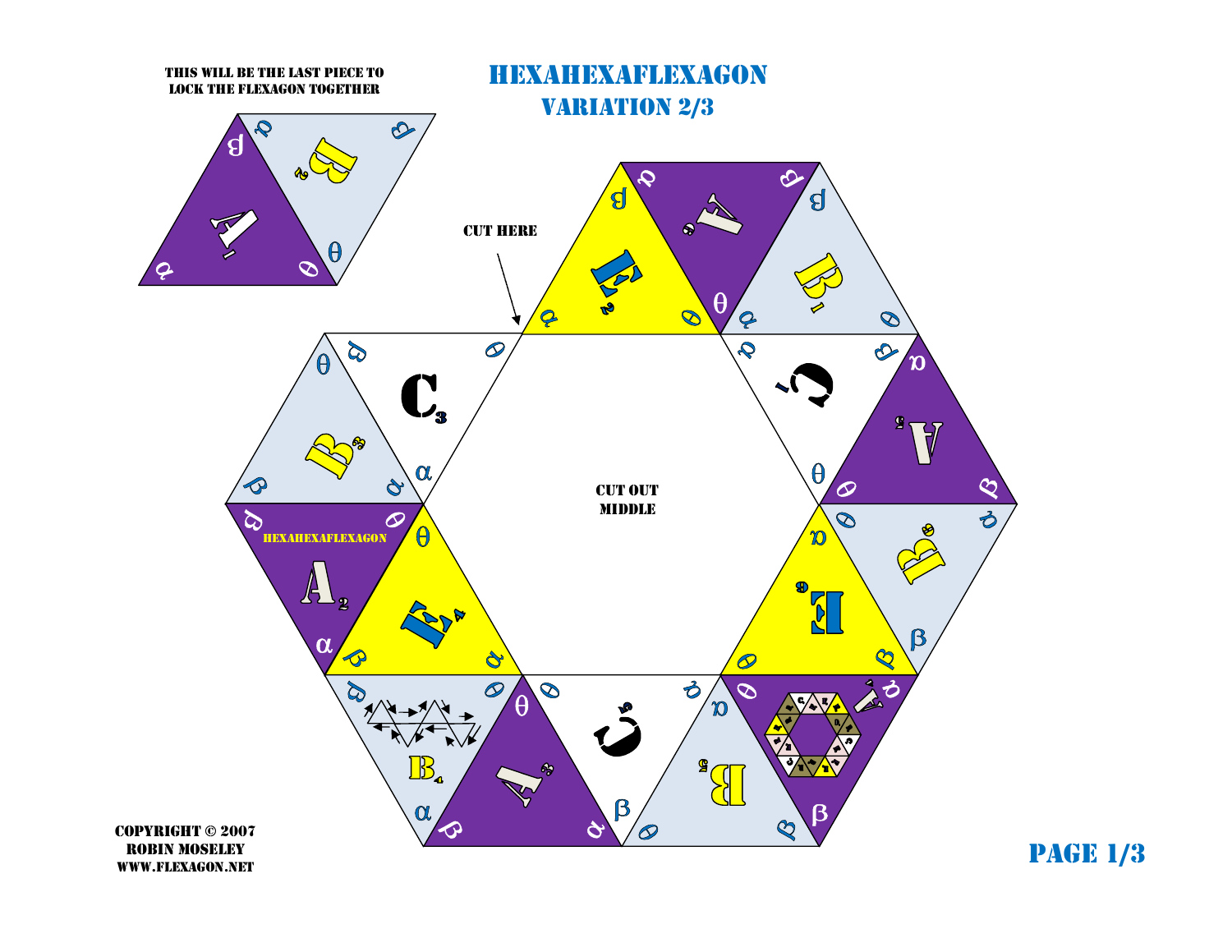# HEXAHEXAFLEXAGON

## VARIATION 2/3

THIS WILL BE THE LAST PIECE TO LOCK THE FLEXAGON TOGETHER

CUT HERE

CUT OUT MIDDLE

HEXAHEXAFLEXAGON

COPYRIGHT © 2007
ROBIN MOSELEY
WWW.FLEXAGON.NET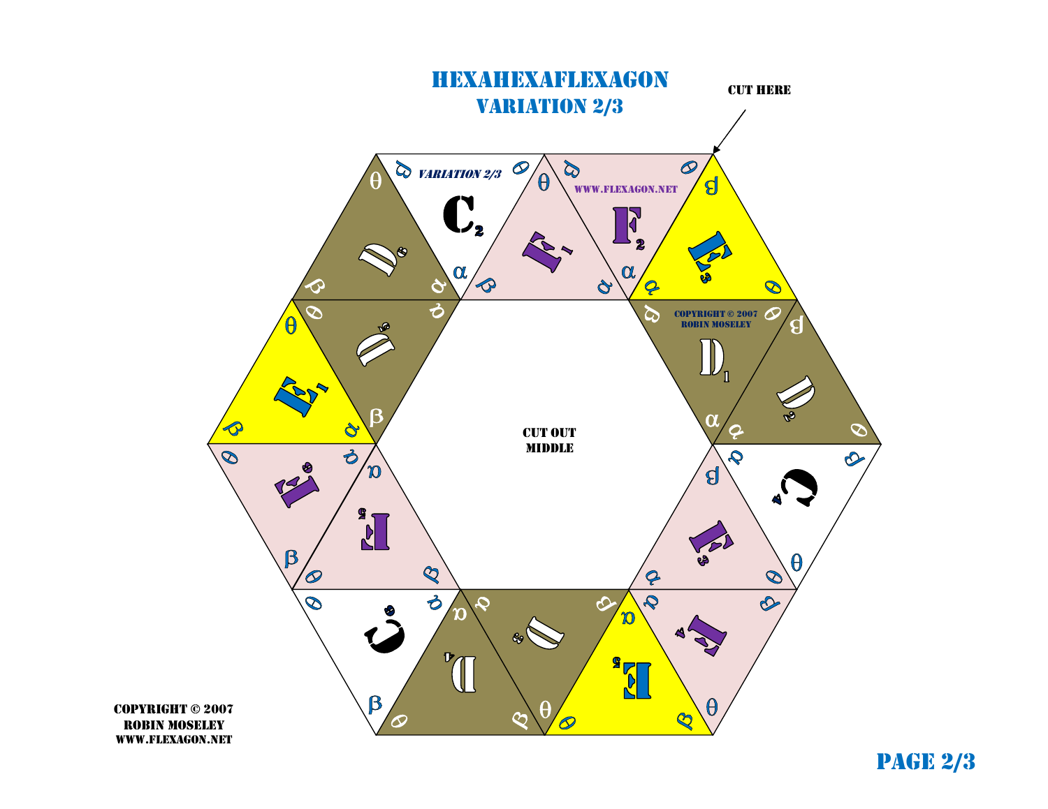# HEXAHEXAFLEXAGON

## VARIATION 2/3

CUT HERE

*VARIATION 2/3*

WWW.FLEXAGON.NET

COPYRIGHT © 2007 ROBIN MOSELEY

CUT OUT MIDDLE

COPYRIGHT © 2007
ROBIN MOSELEY
WWW.FLEXAGON.NET

PAGE 2/3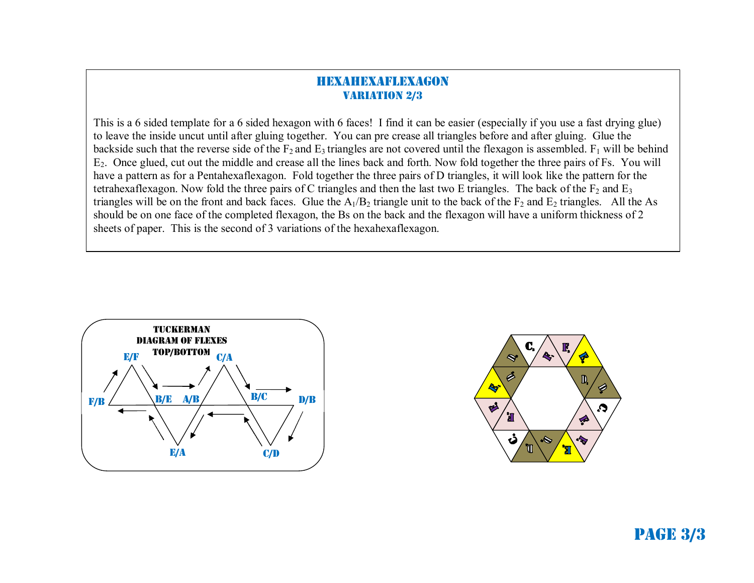# HEXAHEXAFLEXAGON
## VARIATION 2/3

This is a 6 sided template for a 6 sided hexagon with 6 faces! I find it can be easier (especially if you use a fast drying glue) to leave the inside uncut until after gluing together. You can pre crease all triangles before and after gluing. Glue the backside such that the reverse side of the $F_2$ and $E_3$ triangles are not covered until the flexagon is assembled. $F_1$ will be behind $E_2$. Once glued, cut out the middle and crease all the lines back and forth. Now fold together the three pairs of Fs. You will have a pattern as for a Pentahexaflexagon. Fold together the three pairs of D triangles, it will look like the pattern for the tetrahexaflexagon. Now fold the three pairs of C triangles and then the last two E triangles. The back of the $F_2$ and $E_3$ triangles will be on the front and back faces. Glue the $A_1/B_2$ triangle unit to the back of the $F_2$ and $E_2$ triangles. All the As should be on one face of the completed flexagon, the Bs on the back and the flexagon will have a uniform thickness of 2 sheets of paper. This is the second of 3 variations of the hexahexaflexagon.

TUCKERMAN
DIAGRAM OF FLEXES
TOP/BOTTOM

E/F
C/A
F/B
B/E
A/B
B/C
D/B
E/A
C/D

C
F
F
E
D
D
D
E
C
F
F
F
F
C
D
D
E
F